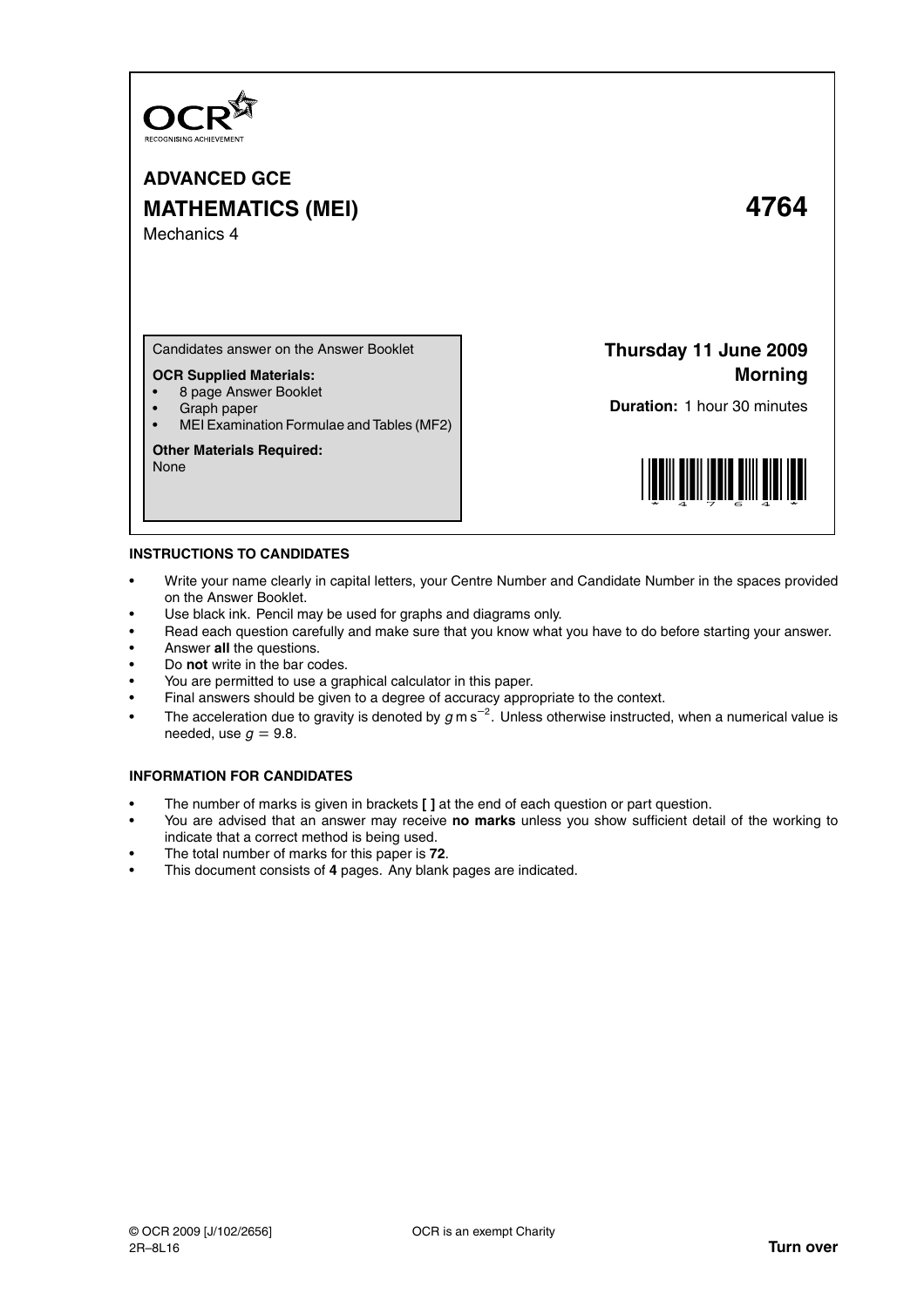OCR
RECOGNISING ACHIEVEMENT

# ADVANCED GCE

# MATHEMATICS (MEI) 4764

Mechanics 4

Candidates answer on the Answer Booklet

**OCR Supplied Materials:**
- 8 page Answer Booklet
- Graph paper
- MEI Examination Formulae and Tables (MF2)

**Other Materials Required:**
None

**Thursday 11 June 2009**
**Morning**

**Duration:** 1 hour 30 minutes

## INSTRUCTIONS TO CANDIDATES

- Write your name clearly in capital letters, your Centre Number and Candidate Number in the spaces provided on the Answer Booklet.
- Use black ink. Pencil may be used for graphs and diagrams only.
- Read each question carefully and make sure that you know what you have to do before starting your answer.
- Answer **all** the questions.
- Do **not** write in the bar codes.
- You are permitted to use a graphical calculator in this paper.
- Final answers should be given to a degree of accuracy appropriate to the context.
- The acceleration due to gravity is denoted by $g\,\text{m}\,\text{s}^{-2}$. Unless otherwise instructed, when a numerical value is needed, use $g = 9.8$.

## INFORMATION FOR CANDIDATES

- The number of marks is given in brackets **[ ]** at the end of each question or part question.
- You are advised that an answer may receive **no marks** unless you show sufficient detail of the working to indicate that a correct method is being used.
- The total number of marks for this paper is **72**.
- This document consists of **4** pages. Any blank pages are indicated.

© OCR 2009 [J/102/2656]
2R–8L16

OCR is an exempt Charity

**Turn over**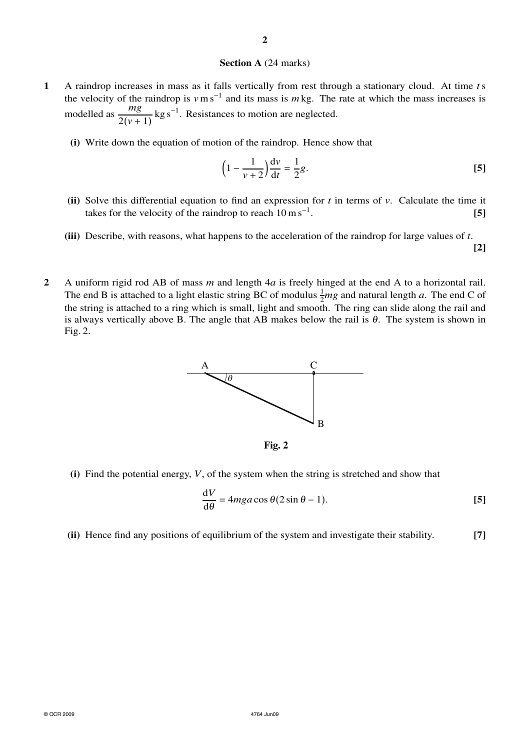**Section A** (24 marks)

**1** A raindrop increases in mass as it falls vertically from rest through a stationary cloud. At time $t$ s the velocity of the raindrop is $v \text{ m s}^{-1}$ and its mass is $m$ kg. The rate at which the mass increases is modelled as $\dfrac{mg}{2(v+1)} \text{ kg s}^{-1}$. Resistances to motion are neglected.

**(i)** Write down the equation of motion of the raindrop. Hence show that

$$\left(1 - \frac{1}{v+2}\right)\frac{dv}{dt} = \frac{1}{2}g.$$ **[5]**

**(ii)** Solve this differential equation to find an expression for $t$ in terms of $v$. Calculate the time it takes for the velocity of the raindrop to reach $10 \text{ m s}^{-1}$. **[5]**

**(iii)** Describe, with reasons, what happens to the acceleration of the raindrop for large values of $t$. **[2]**

**2** A uniform rigid rod AB of mass $m$ and length $4a$ is freely hinged at the end A to a horizontal rail. The end B is attached to a light elastic string BC of modulus $\frac{1}{2}mg$ and natural length $a$. The end C of the string is attached to a ring which is small, light and smooth. The ring can slide along the rail and is always vertically above B. The angle that AB makes below the rail is $\theta$. The system is shown in Fig. 2.

**Fig. 2**

**(i)** Find the potential energy, $V$, of the system when the string is stretched and show that

$$\frac{dV}{d\theta} = 4mga\cos\theta(2\sin\theta - 1).$$ **[5]**

**(ii)** Hence find any positions of equilibrium of the system and investigate their stability. **[7]**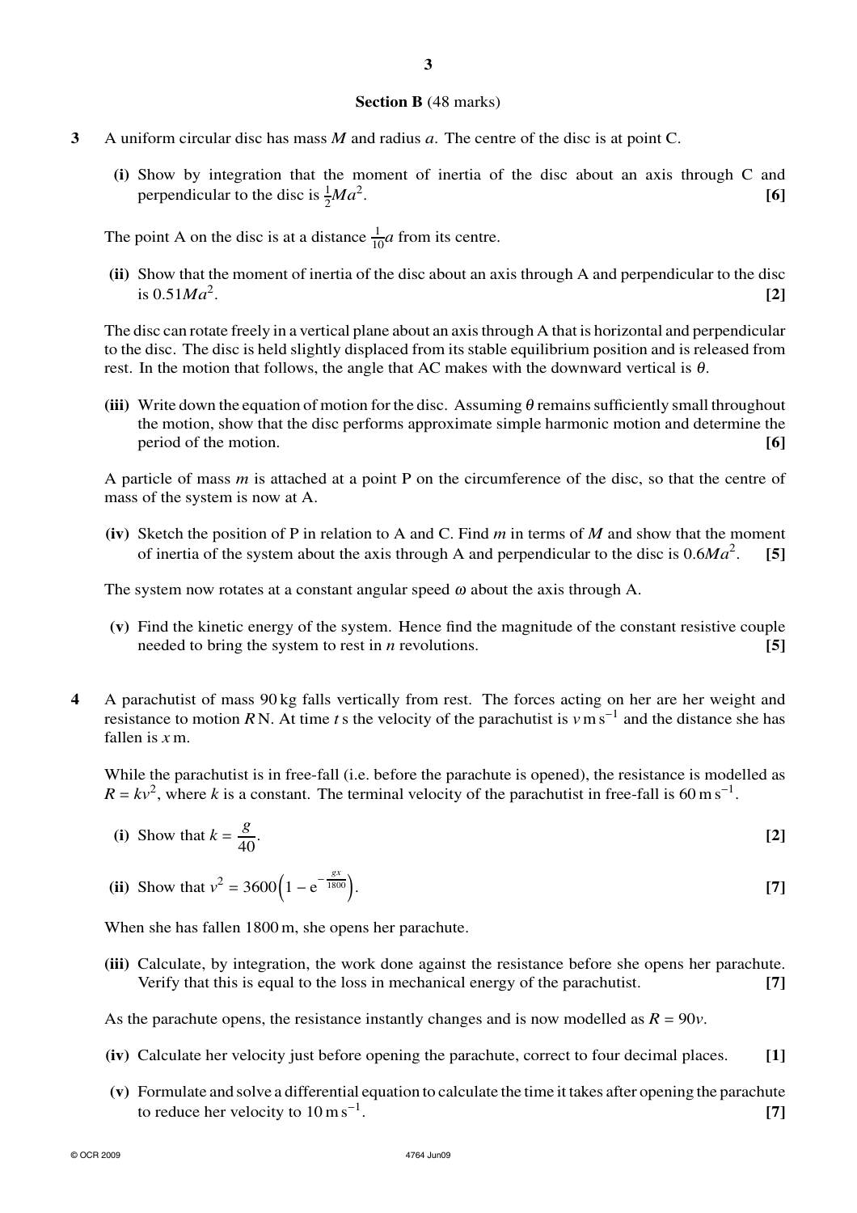## Section B (48 marks)

**3** A uniform circular disc has mass $M$ and radius $a$. The centre of the disc is at point C.

**(i)** Show by integration that the moment of inertia of the disc about an axis through C and perpendicular to the disc is $\frac{1}{2}Ma^2$. **[6]**

The point A on the disc is at a distance $\frac{1}{10}a$ from its centre.

**(ii)** Show that the moment of inertia of the disc about an axis through A and perpendicular to the disc is $0.51Ma^2$. **[2]**

The disc can rotate freely in a vertical plane about an axis through A that is horizontal and perpendicular to the disc. The disc is held slightly displaced from its stable equilibrium position and is released from rest. In the motion that follows, the angle that AC makes with the downward vertical is $\theta$.

**(iii)** Write down the equation of motion for the disc. Assuming $\theta$ remains sufficiently small throughout the motion, show that the disc performs approximate simple harmonic motion and determine the period of the motion. **[6]**

A particle of mass $m$ is attached at a point P on the circumference of the disc, so that the centre of mass of the system is now at A.

**(iv)** Sketch the position of P in relation to A and C. Find $m$ in terms of $M$ and show that the moment of inertia of the system about the axis through A and perpendicular to the disc is $0.6Ma^2$. **[5]**

The system now rotates at a constant angular speed $\omega$ about the axis through A.

**(v)** Find the kinetic energy of the system. Hence find the magnitude of the constant resistive couple needed to bring the system to rest in $n$ revolutions. **[5]**

**4** A parachutist of mass 90 kg falls vertically from rest. The forces acting on her are her weight and resistance to motion $R$ N. At time $t$ s the velocity of the parachutist is $v \text{ m s}^{-1}$ and the distance she has fallen is $x$ m.

While the parachutist is in free-fall (i.e. before the parachute is opened), the resistance is modelled as $R = kv^2$, where $k$ is a constant. The terminal velocity of the parachutist in free-fall is $60 \text{ m s}^{-1}$.

**(i)** Show that $k = \dfrac{g}{40}$. **[2]**

**(ii)** Show that $v^2 = 3600\left(1 - e^{-\frac{gx}{1800}}\right)$. **[7]**

When she has fallen 1800 m, she opens her parachute.

**(iii)** Calculate, by integration, the work done against the resistance before she opens her parachute. Verify that this is equal to the loss in mechanical energy of the parachutist. **[7]**

As the parachute opens, the resistance instantly changes and is now modelled as $R = 90v$.

**(iv)** Calculate her velocity just before opening the parachute, correct to four decimal places. **[1]**

**(v)** Formulate and solve a differential equation to calculate the time it takes after opening the parachute to reduce her velocity to $10 \text{ m s}^{-1}$. **[7]**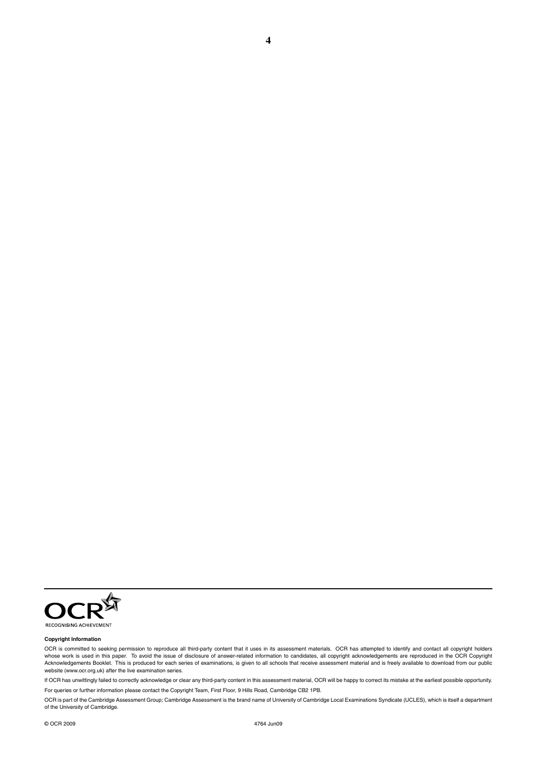RECOGNISING ACHIEVEMENT

**Copyright Information**

OCR is committed to seeking permission to reproduce all third-party content that it uses in its assessment materials. OCR has attempted to identify and contact all copyright holders whose work is used in this paper. To avoid the issue of disclosure of answer-related information to candidates, all copyright acknowledgements are reproduced in the OCR Copyright Acknowledgements Booklet. This is produced for each series of examinations, is given to all schools that receive assessment material and is freely available to download from our public website (www.ocr.org.uk) after the live examination series.

If OCR has unwittingly failed to correctly acknowledge or clear any third-party content in this assessment material, OCR will be happy to correct its mistake at the earliest possible opportunity.

For queries or further information please contact the Copyright Team, First Floor, 9 Hills Road, Cambridge CB2 1PB.

OCR is part of the Cambridge Assessment Group; Cambridge Assessment is the brand name of University of Cambridge Local Examinations Syndicate (UCLES), which is itself a department of the University of Cambridge.

© OCR 2009 4764 Jun09